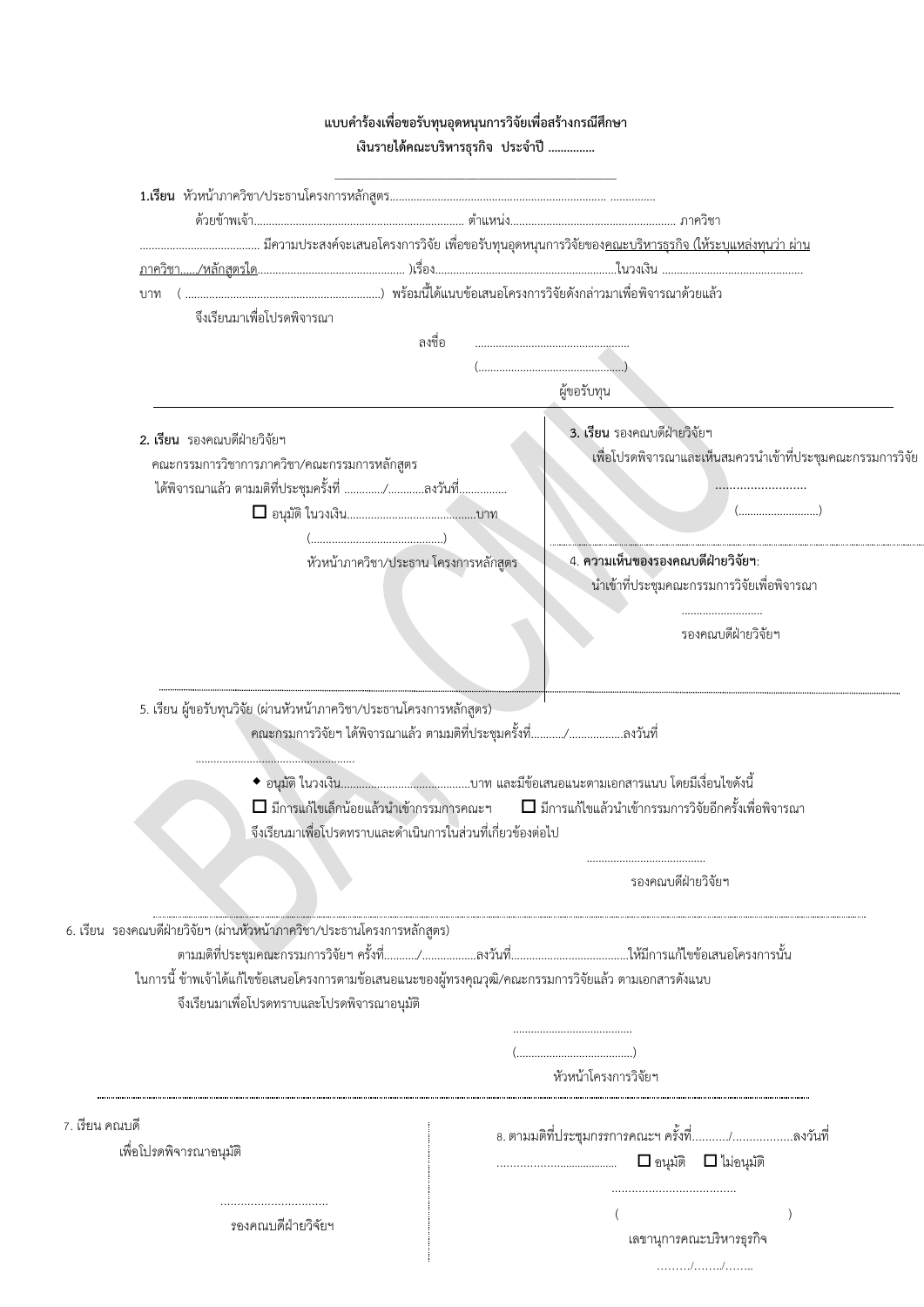**แบบคำร้องเพื่อขอรับทุนอุดหนุนการวิจัยเพื่อสร้างกรณีศึกษา**
**เงินรายได้คณะบริหารธุรกิจ ประจำปี ..............**

---

**1.เรียน** หัวหน้าภาควิชา/ประธานโครงการหลักสูตร....................................................................... ...............

ด้วยข้าพเจ้า...................................................................... ตำแหน่ง....................................................... ภาควิชา ........................................ มีความประสงค์จะเสนอโครงการวิจัย เพื่อขอรับทุนอุดหนุนการวิจัยของคณะบริหารธุรกิจ (ให้ระบุแหล่งทุนว่า ผ่าน ภาควิชา....../หลักสูตรใด................................................ )เรื่อง............................................................ในวงเงิน .............................................. บาท ( ................................................................) พร้อมนี้ได้แนบข้อเสนอโครงการวิจัยดังกล่าวมาเพื่อพิจารณาด้วยแล้ว

จึงเรียนมาเพื่อโปรดพิจารณา

ลงชื่อ ...................................................

(.................................................)

ผู้ขอรับทุน

---

**2. เรียน** รองคณบดีฝ่ายวิจัยฯ

คณะกรรมการวิชาการภาควิชา/คณะกรรมการหลักสูตร ได้พิจารณาแล้ว ตามมติที่ประชุมครั้งที่ ............./............ลงวันที่................

☐ อนุมัติ ในวงเงิน...........................................บาท

(...........................................)

หัวหน้าภาควิชา/ประธาน โครงการหลักสูตร

**3. เรียน** รองคณบดีฝ่ายวิจัยฯ

เพื่อโปรดพิจารณาและเห็นสมควรนำเข้าที่ประชุมคณะกรรมการวิจัย

..........................

(..........................)

4. **ความเห็นของรองคณบดีฝ่ายวิจัยฯ**:

นำเข้าที่ประชุมคณะกรรมการวิจัยเพื่อพิจารณา

..........................

รองคณบดีฝ่ายวิจัยฯ

---

5. เรียน ผู้ขอรับทุนวิจัย (ผ่านหัวหน้าภาควิชา/ประธานโครงการหลักสูตร)

คณะกรรมการวิจัยฯ ได้พิจารณาแล้ว ตามมติที่ประชุมครั้งที่.........../..................ลงวันที่ .....................................................

◆ อนุมัติ ในวงเงิน...........................................บาท และมีข้อเสนอแนะตามเอกสารแนบ โดยมีเงื่อนไขดังนี้

☐ มีการแก้ไขเล็กน้อยแล้วนำเข้ากรรมการคณะฯ ☐ มีการแก้ไขแล้วนำเข้ากรรมการวิจัยอีกครั้งเพื่อพิจารณา

จึงเรียนมาเพื่อโปรดทราบและดำเนินการในส่วนที่เกี่ยวข้องต่อไป

.......................................

รองคณบดีฝ่ายวิจัยฯ

---

6. เรียน รองคณบดีฝ่ายวิจัยฯ (ผ่านหัวหน้าภาควิชา/ประธานโครงการหลักสูตร)

ตามมติที่ประชุมคณะกรรมการวิจัยฯ ครั้งที่.........../..................ลงวันที่.......................................ให้มีการแก้ไขข้อเสนอโครงการนั้น ในการนี้ ข้าพเจ้าได้แก้ไขข้อเสนอโครงการตามข้อเสนอแนะของผู้ทรงคุณวุฒิ/คณะกรรมการวิจัยแล้ว ตามเอกสารดังแนบ

จึงเรียนมาเพื่อโปรดทราบและโปรดพิจารณาอนุมัติ

.......................................

(.......................................)

หัวหน้าโครงการวิจัยฯ

---

7. เรียน คณบดี

เพื่อโปรดพิจารณาอนุมัติ

................................

รองคณบดีฝ่ายวิจัยฯ

8. ตามมติที่ประชุมกรรการคณะฯ ครั้งที่.........../..................ลงวันที่ ...................................... ☐ อนุมัติ ☐ ไม่อนุมัติ

....................................

( )

เลขานุการคณะบริหารธุรกิจ

………/……../……..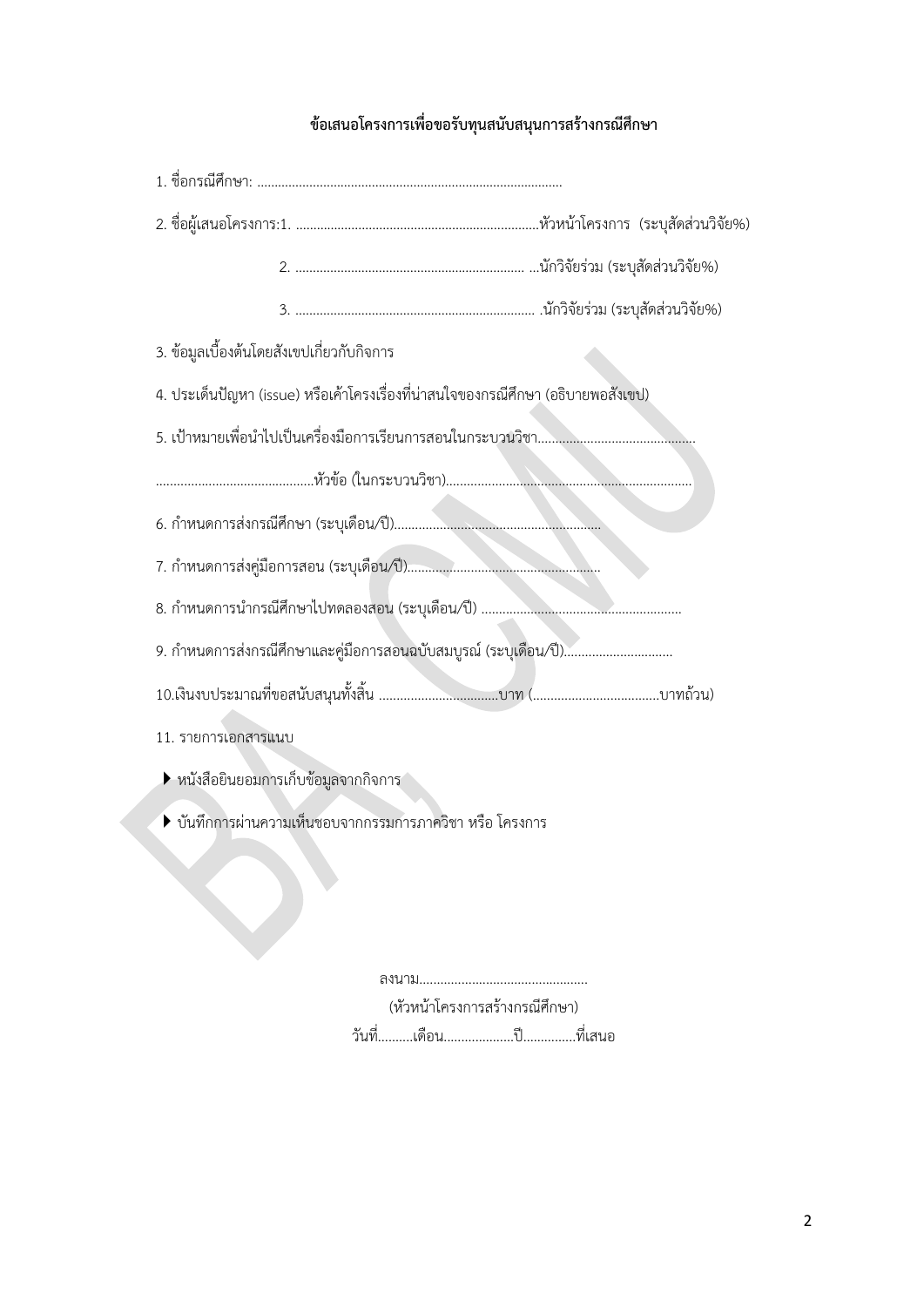**ข้อเสนอโครงการเพื่อขอรับทุนสนับสนุนการสร้างกรณีศึกษา**

1. ชื่อกรณีศึกษา: ......................................................................................

2. ชื่อผู้เสนอโครงการ:1. ......................................................................หัวหน้าโครงการ (ระบุสัดส่วนวิจัย%)

   2. .................................................................. ...นักวิจัยร่วม (ระบุสัดส่วนวิจัย%)

   3. ..................................................................... .นักวิจัยร่วม (ระบุสัดส่วนวิจัย%)

3. ข้อมูลเบื้องต้นโดยสังเขปเกี่ยวกับกิจการ

4. ประเด็นปัญหา (issue) หรือเค้าโครงเรื่องที่น่าสนใจของกรณีศึกษา (อธิบายพอสังเขป)

5. เป้าหมายเพื่อนำไปเป็นเครื่องมือการเรียนการสอนในกระบวนวิชา............................................

............................................หัวข้อ (ในกระบวนวิชา)......................................................................

6. กำหนดการส่งกรณีศึกษา (ระบุเดือน/ปี)..........................................................

7. กำหนดการส่งคู่มือการสอน (ระบุเดือน/ปี)......................................................

8. กำหนดการนำกรณีศึกษาไปทดลองสอน (ระบุเดือน/ปี) ........................................................

9. กำหนดการส่งกรณีศึกษาและคู่มือการสอนฉบับสมบูรณ์ (ระบุเดือน/ปี)..............................

10.เงินงบประมาณที่ขอสนับสนุนทั้งสิ้น ..................................บาท (....................................บาทถ้วน)

11. รายการเอกสารแนบ

- หนังสือยินยอมการเก็บข้อมูลจากกิจการ
- บันทึกการผ่านความเห็นชอบจากกรรมการภาควิชา หรือ โครงการ

ลงนาม................................................

(หัวหน้าโครงการสร้างกรณีศึกษา)

วันที่..........เดือน....................ปี...............ที่เสนอ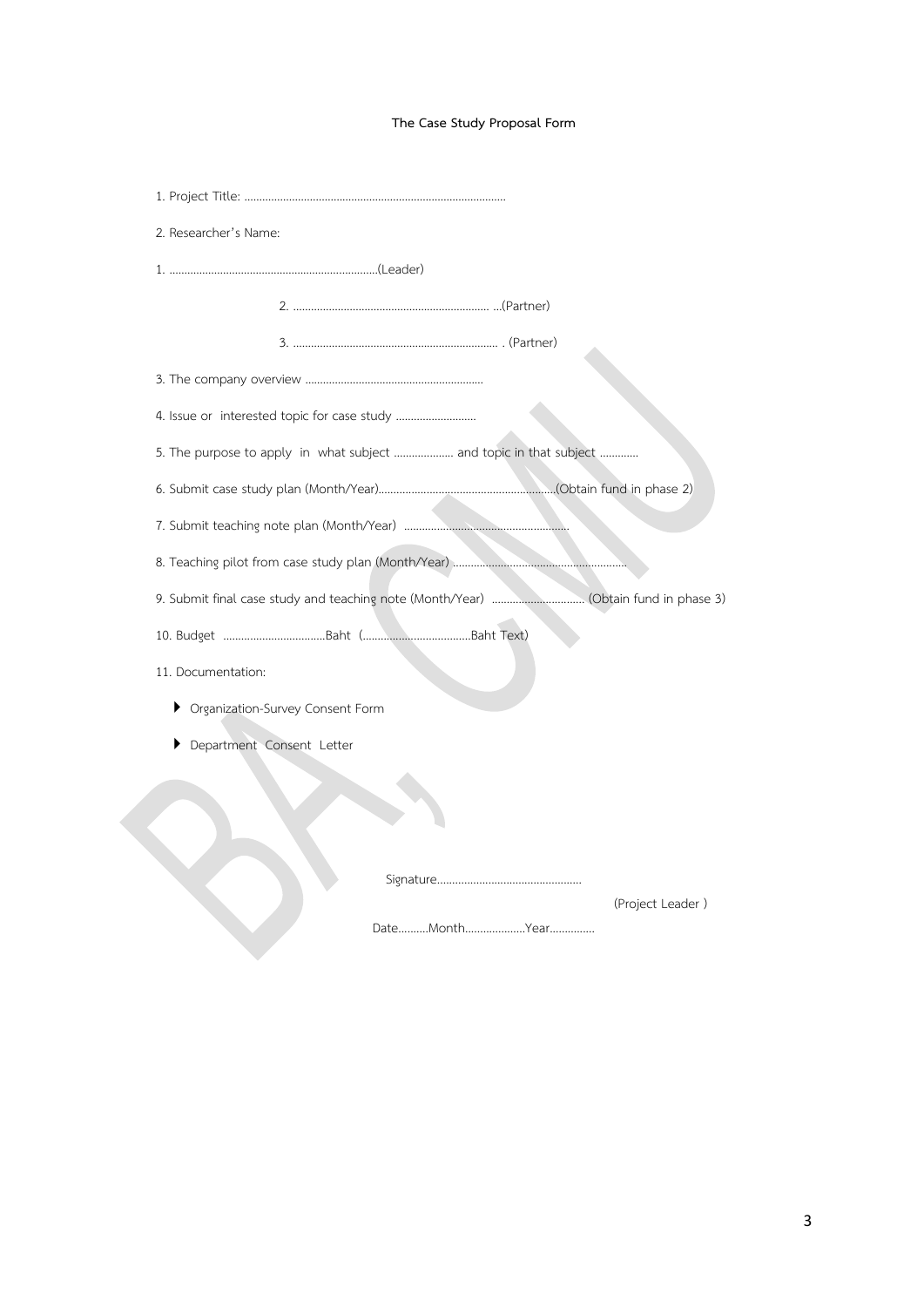**The Case Study Proposal Form**

1. Project Title: ……………………………………………………………………………

2. Researcher's Name:

1. ……………………………………………………………(Leader)

2. ………………………………………………………… …(Partner)

3. …………………………………………………………… . (Partner)

3. The company overview ……………………………………………………

4. Issue or interested topic for case study ………………………

5. The purpose to apply in what subject ……………….. and topic in that subject ………….

6. Submit case study plan (Month/Year)……………………………………………………(Obtain fund in phase 2)

7. Submit teaching note plan (Month/Year) ………………………………………………

8. Teaching pilot from case study plan (Month/Year) …………………………………………………

9. Submit final case study and teaching note (Month/Year) …………………………. (Obtain fund in phase 3)

10. Budget ……………………………Baht (………………………………Baht Text)

11. Documentation:

- Organization-Survey Consent Form
- Department Consent Letter

Signature…………………………………………

(Project Leader )

Date……….Month………………..Year…………..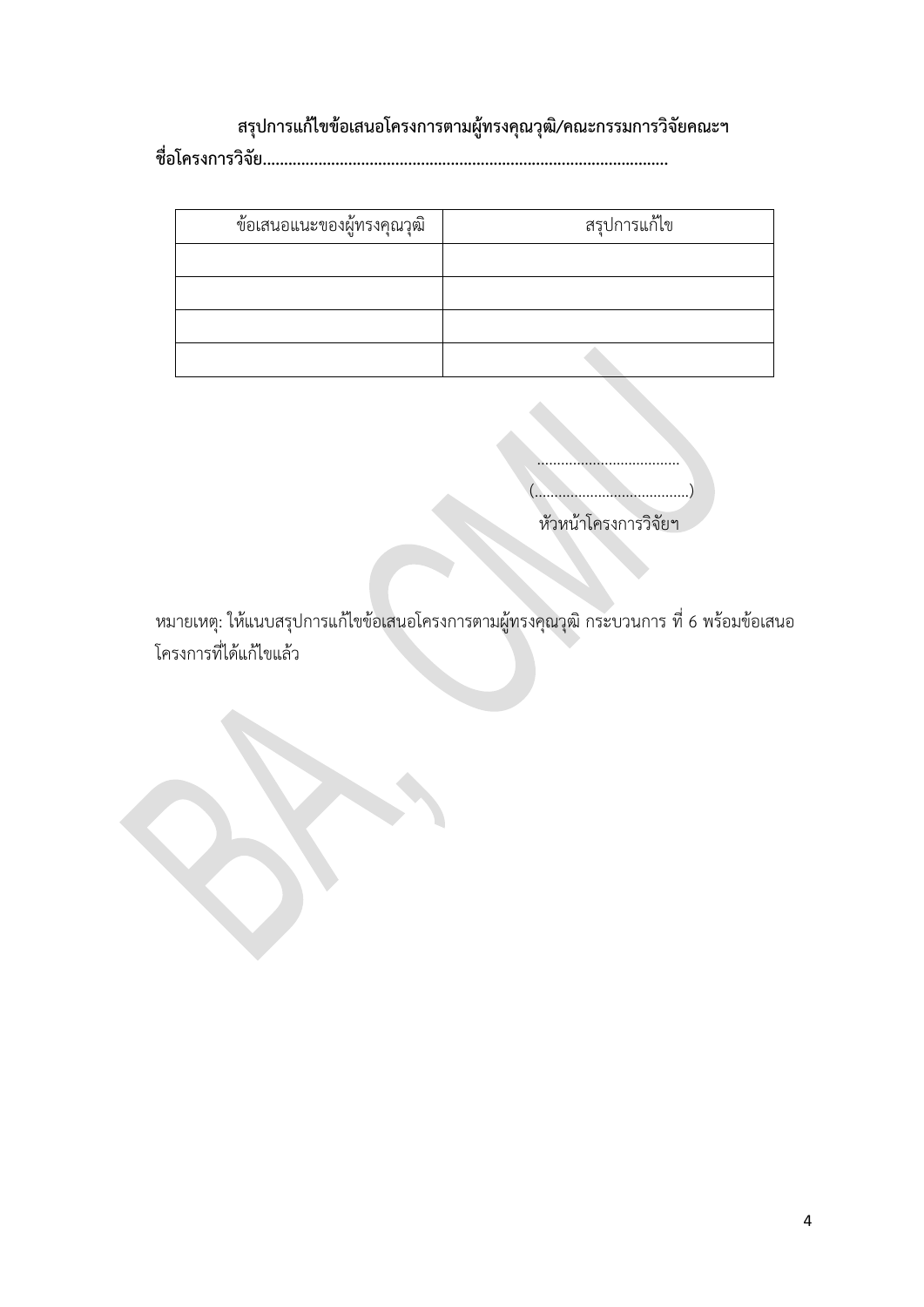**สรุปการแก้ไขข้อเสนอโครงการตามผู้ทรงคุณวุฒิ/คณะกรรมการวิจัยคณะฯ**

**ชื่อโครงการวิจัย.............................................................................................**

| ข้อเสนอแนะของผู้ทรงคุณวุฒิ | สรุปการแก้ไข |
|---|---|
| | |
| | |
| | |
| | |

....................................

(.......................................)

หัวหน้าโครงการวิจัยฯ

หมายเหตุ: ให้แนบสรุปการแก้ไขข้อเสนอโครงการตามผู้ทรงคุณวุฒิ กระบวนการ ที่ 6 พร้อมข้อเสนอโครงการที่ได้แก้ไขแล้ว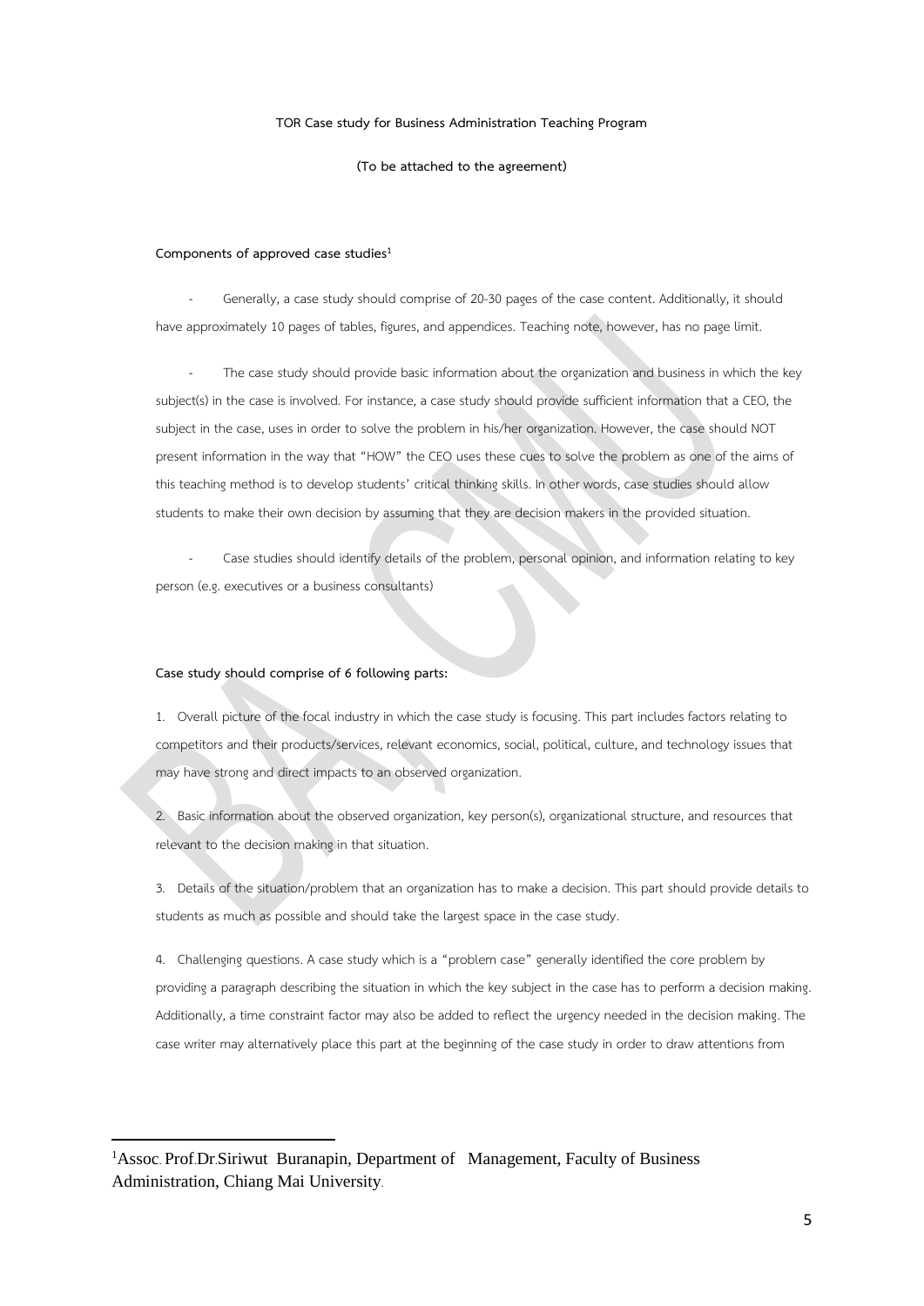**TOR Case study for Business Administration Teaching Program**

**(To be attached to the agreement)**

**Components of approved case studies[1]**

- Generally, a case study should comprise of 20-30 pages of the case content. Additionally, it should have approximately 10 pages of tables, figures, and appendices. Teaching note, however, has no page limit.

- The case study should provide basic information about the organization and business in which the key subject(s) in the case is involved. For instance, a case study should provide sufficient information that a CEO, the subject in the case, uses in order to solve the problem in his/her organization. However, the case should NOT present information in the way that "HOW" the CEO uses these cues to solve the problem as one of the aims of this teaching method is to develop students' critical thinking skills. In other words, case studies should allow students to make their own decision by assuming that they are decision makers in the provided situation.

- Case studies should identify details of the problem, personal opinion, and information relating to key person (e.g. executives or a business consultants)

**Case study should comprise of 6 following parts:**

1. Overall picture of the focal industry in which the case study is focusing. This part includes factors relating to competitors and their products/services, relevant economics, social, political, culture, and technology issues that may have strong and direct impacts to an observed organization.

2. Basic information about the observed organization, key person(s), organizational structure, and resources that relevant to the decision making in that situation.

3. Details of the situation/problem that an organization has to make a decision. This part should provide details to students as much as possible and should take the largest space in the case study.

4. Challenging questions. A case study which is a "problem case" generally identified the core problem by providing a paragraph describing the situation in which the key subject in the case has to perform a decision making. Additionally, a time constraint factor may also be added to reflect the urgency needed in the decision making. The case writer may alternatively place this part at the beginning of the case study in order to draw attentions from

[1] Assoc. Prof.Dr.Siriwut Buranapin, Department of Management, Faculty of Business Administration, Chiang Mai University.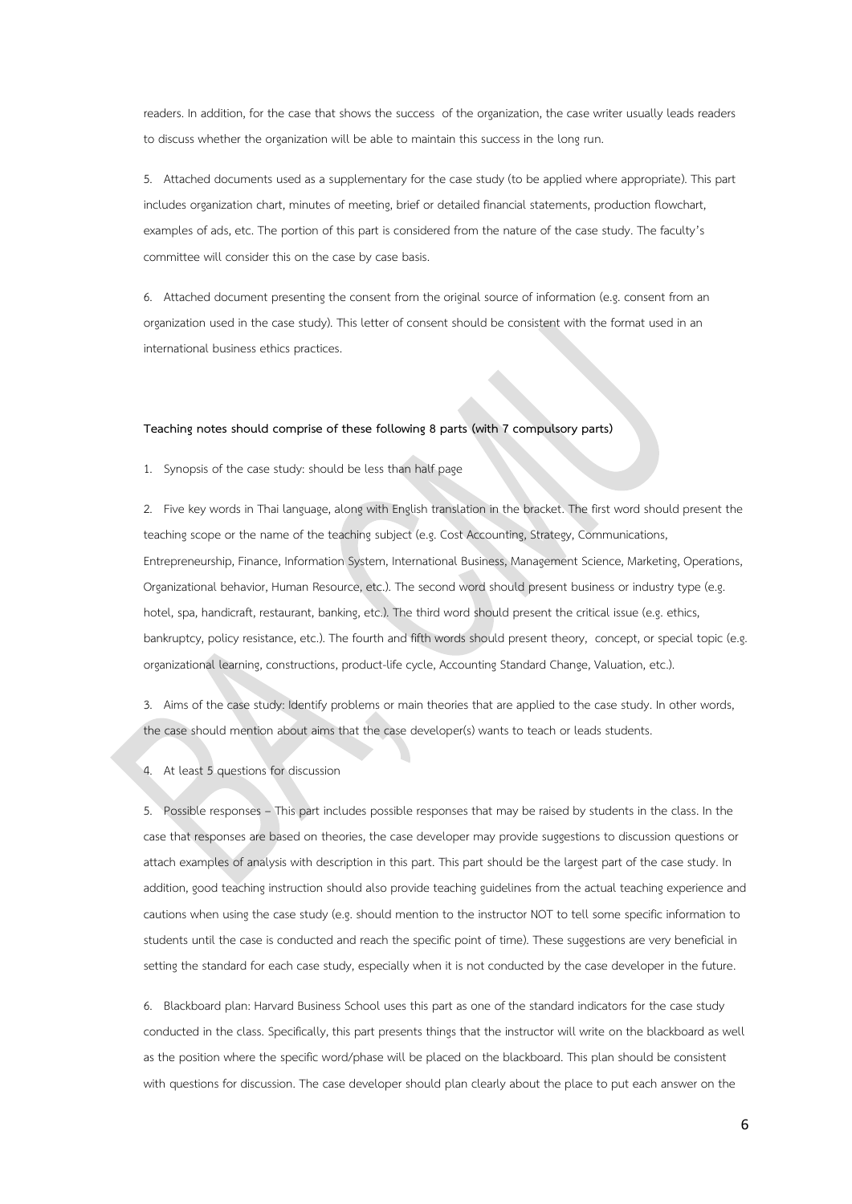readers. In addition, for the case that shows the success of the organization, the case writer usually leads readers to discuss whether the organization will be able to maintain this success in the long run.

5. Attached documents used as a supplementary for the case study (to be applied where appropriate). This part includes organization chart, minutes of meeting, brief or detailed financial statements, production flowchart, examples of ads, etc. The portion of this part is considered from the nature of the case study. The faculty's committee will consider this on the case by case basis.

6. Attached document presenting the consent from the original source of information (e.g. consent from an organization used in the case study). This letter of consent should be consistent with the format used in an international business ethics practices.

**Teaching notes should comprise of these following 8 parts (with 7 compulsory parts)**

1. Synopsis of the case study: should be less than half page

2. Five key words in Thai language, along with English translation in the bracket. The first word should present the teaching scope or the name of the teaching subject (e.g. Cost Accounting, Strategy, Communications, Entrepreneurship, Finance, Information System, International Business, Management Science, Marketing, Operations, Organizational behavior, Human Resource, etc.). The second word should present business or industry type (e.g. hotel, spa, handicraft, restaurant, banking, etc.). The third word should present the critical issue (e.g. ethics, bankruptcy, policy resistance, etc.). The fourth and fifth words should present theory, concept, or special topic (e.g. organizational learning, constructions, product-life cycle, Accounting Standard Change, Valuation, etc.).

3. Aims of the case study: Identify problems or main theories that are applied to the case study. In other words, the case should mention about aims that the case developer(s) wants to teach or leads students.

4. At least 5 questions for discussion

5. Possible responses – This part includes possible responses that may be raised by students in the class. In the case that responses are based on theories, the case developer may provide suggestions to discussion questions or attach examples of analysis with description in this part. This part should be the largest part of the case study. In addition, good teaching instruction should also provide teaching guidelines from the actual teaching experience and cautions when using the case study (e.g. should mention to the instructor NOT to tell some specific information to students until the case is conducted and reach the specific point of time). These suggestions are very beneficial in setting the standard for each case study, especially when it is not conducted by the case developer in the future.

6. Blackboard plan: Harvard Business School uses this part as one of the standard indicators for the case study conducted in the class. Specifically, this part presents things that the instructor will write on the blackboard as well as the position where the specific word/phase will be placed on the blackboard. This plan should be consistent with questions for discussion. The case developer should plan clearly about the place to put each answer on the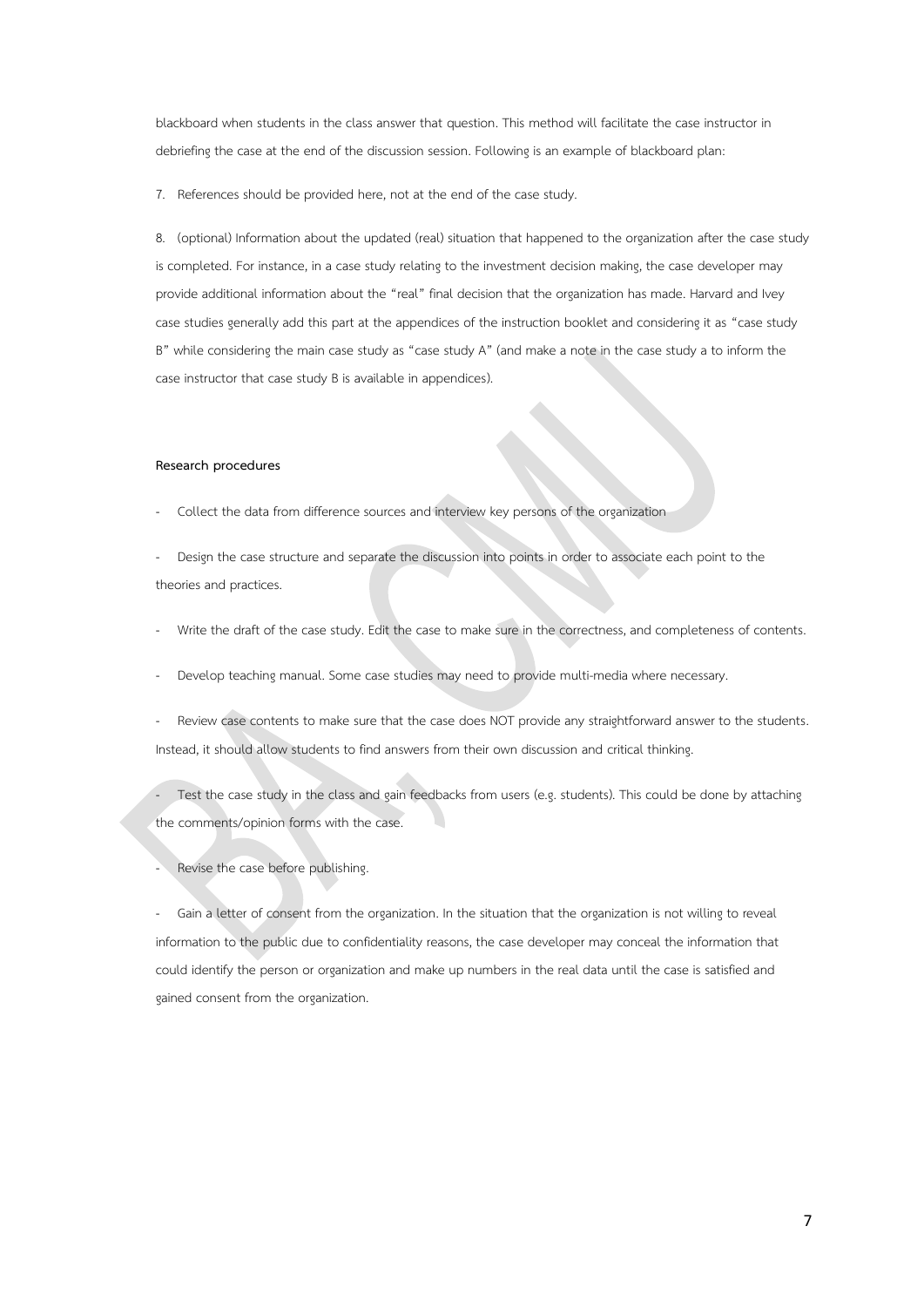blackboard when students in the class answer that question. This method will facilitate the case instructor in debriefing the case at the end of the discussion session. Following is an example of blackboard plan:

7. References should be provided here, not at the end of the case study.

8. (optional) Information about the updated (real) situation that happened to the organization after the case study is completed. For instance, in a case study relating to the investment decision making, the case developer may provide additional information about the "real" final decision that the organization has made. Harvard and Ivey case studies generally add this part at the appendices of the instruction booklet and considering it as "case study B" while considering the main case study as "case study A" (and make a note in the case study a to inform the case instructor that case study B is available in appendices).

**Research procedures**

- Collect the data from difference sources and interview key persons of the organization
- Design the case structure and separate the discussion into points in order to associate each point to the theories and practices.
- Write the draft of the case study. Edit the case to make sure in the correctness, and completeness of contents.
- Develop teaching manual. Some case studies may need to provide multi-media where necessary.
- Review case contents to make sure that the case does NOT provide any straightforward answer to the students. Instead, it should allow students to find answers from their own discussion and critical thinking.
- Test the case study in the class and gain feedbacks from users (e.g. students). This could be done by attaching the comments/opinion forms with the case.
- Revise the case before publishing.
- Gain a letter of consent from the organization. In the situation that the organization is not willing to reveal information to the public due to confidentiality reasons, the case developer may conceal the information that could identify the person or organization and make up numbers in the real data until the case is satisfied and gained consent from the organization.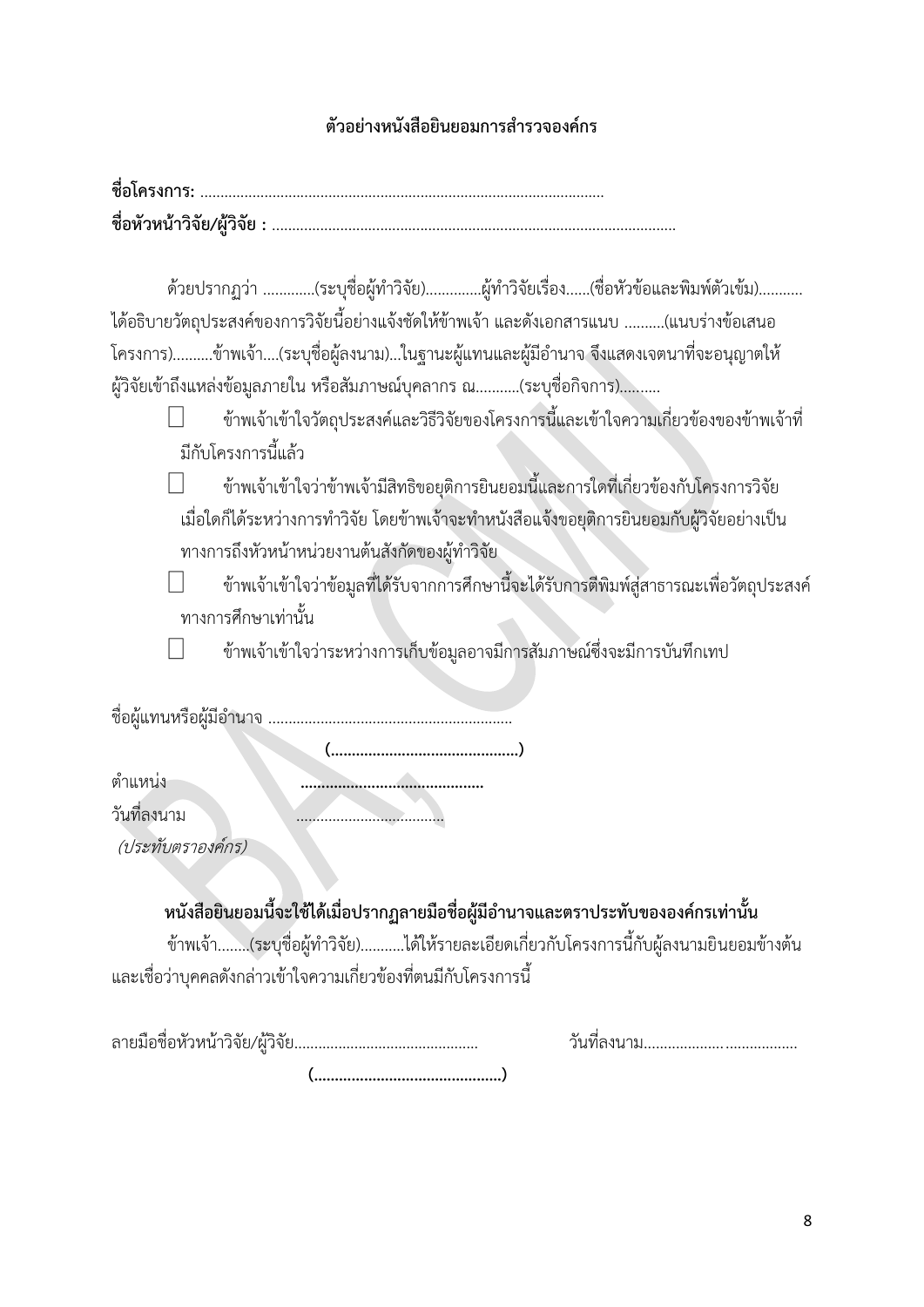**ตัวอย่างหนังสือยินยอมการสำรวจองค์กร**

**ชื่อโครงการ:** ....................................................................................................

**ชื่อหัวหน้าวิจัย/ผู้วิจัย :** ....................................................................................................

ด้วยปรากฏว่า .............(ระบุชื่อผู้ทำวิจัย)..............ผู้ทำวิจัยเรื่อง......(ชื่อหัวข้อและพิมพ์ตัวเข้ม)........... ได้อธิบายวัตถุประสงค์ของการวิจัยนี้อย่างแจ้งชัดให้ข้าพเจ้า และดังเอกสารแนบ ..........(แนบร่างข้อเสนอโครงการ)..........ข้าพเจ้า....(ระบุชื่อผู้ลงนาม)...ในฐานะผู้แทนและผู้มีอำนาจ จึงแสดงเจตนาที่จะอนุญาตให้ผู้วิจัยเข้าถึงแหล่งข้อมูลภายใน หรือสัมภาษณ์บุคลากร ณ...........(ระบุชื่อกิจการ)..........

- ☐ ข้าพเจ้าเข้าใจวัตถุประสงค์และวิธีวิจัยของโครงการนี้และเข้าใจความเกี่ยวข้องของข้าพเจ้าที่มีกับโครงการนี้แล้ว
- ☐ ข้าพเจ้าเข้าใจว่าข้าพเจ้ามีสิทธิขอยุติการยินยอมนี้และการใดที่เกี่ยวข้องกับโครงการวิจัยเมื่อใดก็ได้ระหว่างการทำวิจัย โดยข้าพเจ้าจะทำหนังสือแจ้งขอยุติการยินยอมกับผู้วิจัยอย่างเป็นทางการถึงหัวหน้าหน่วยงานต้นสังกัดของผู้ทำวิจัย
- ☐ ข้าพเจ้าเข้าใจว่าข้อมูลที่ได้รับจากการศึกษานี้จะได้รับการตีพิมพ์สู่สาธารณะเพื่อวัตถุประสงค์ทางการศึกษาเท่านั้น
- ☐ ข้าพเจ้าเข้าใจว่าระหว่างการเก็บข้อมูลอาจมีการสัมภาษณ์ซึ่งจะมีการบันทึกเทป

ชื่อผู้แทนหรือผู้มีอำนาจ ............................................................

**(............................................)**

ตำแหน่ง **...........................................**

วันที่ลงนาม ....................................

*(ประทับตราองค์กร)*

**หนังสือยินยอมนี้จะใช้ได้เมื่อปรากฏลายมือชื่อผู้มีอำนาจและตราประทับขององค์กรเท่านั้น**

ข้าพเจ้า........(ระบุชื่อผู้ทำวิจัย)...........ได้ให้รายละเอียดเกี่ยวกับโครงการนี้กับผู้ลงนามยินยอมข้างต้น และเชื่อว่าบุคคลดังกล่าวเข้าใจความเกี่ยวข้องที่ตนมีกับโครงการนี้

ลายมือชื่อหัวหน้าวิจัย/ผู้วิจัย.............................................. วันที่ลงนาม......................................

**(............................................)**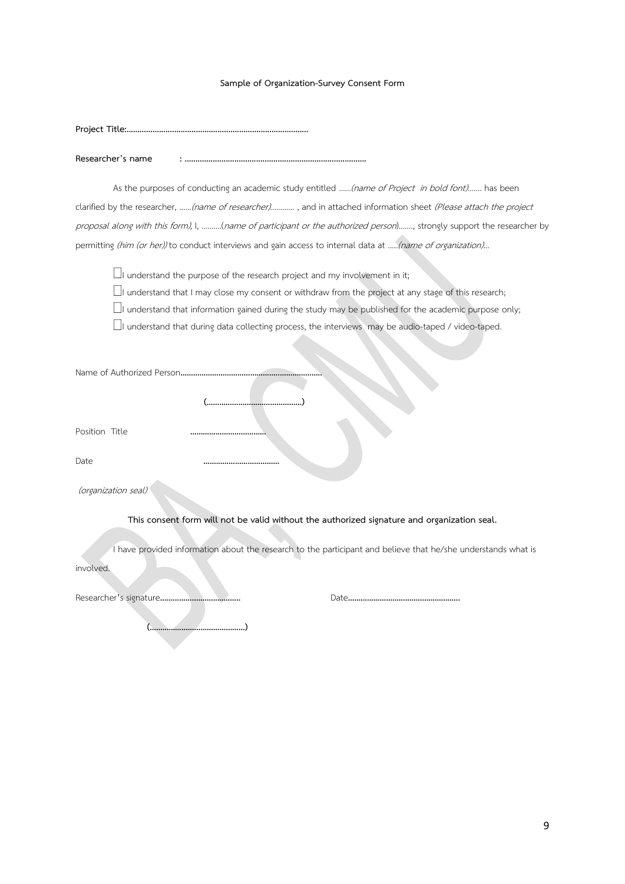**Sample of Organization-Survey Consent Form**

**Project Title:………………………………………………………………………….**

**Researcher's name : ………………………………………………………………………….**

As the purposes of conducting an academic study entitled ……*(name of Project in bold font)*……. has been clarified by the researcher, ……*(name of researcher)*……….. , and in attached information sheet *(Please attach the project proposal along with this form)*, I, ……….(*name of participant or the authorized person*)……., strongly support the researcher by permitting *(him (or her))* to conduct interviews and gain access to internal data at …..*(name of organization)*…

☐I understand the purpose of the research project and my involvement in it;

☐I understand that I may close my consent or withdraw from the project at any stage of this research;

☐I understand that information gained during the study may be published for the academic purpose only;

☐I understand that during data collecting process, the interviews may be audio-taped / video-taped.

Name of Authorized Person…………………………………………………………

(……………………………………..)

Position Title ………………………………

Date ………………………………

*(organization seal)*

**This consent form will not be valid without the authorized signature and organization seal.**

I have provided information about the research to the participant and believe that he/she understands what is involved.

Researcher's signature………………………………… Date……………………………………………

(……………………………………..)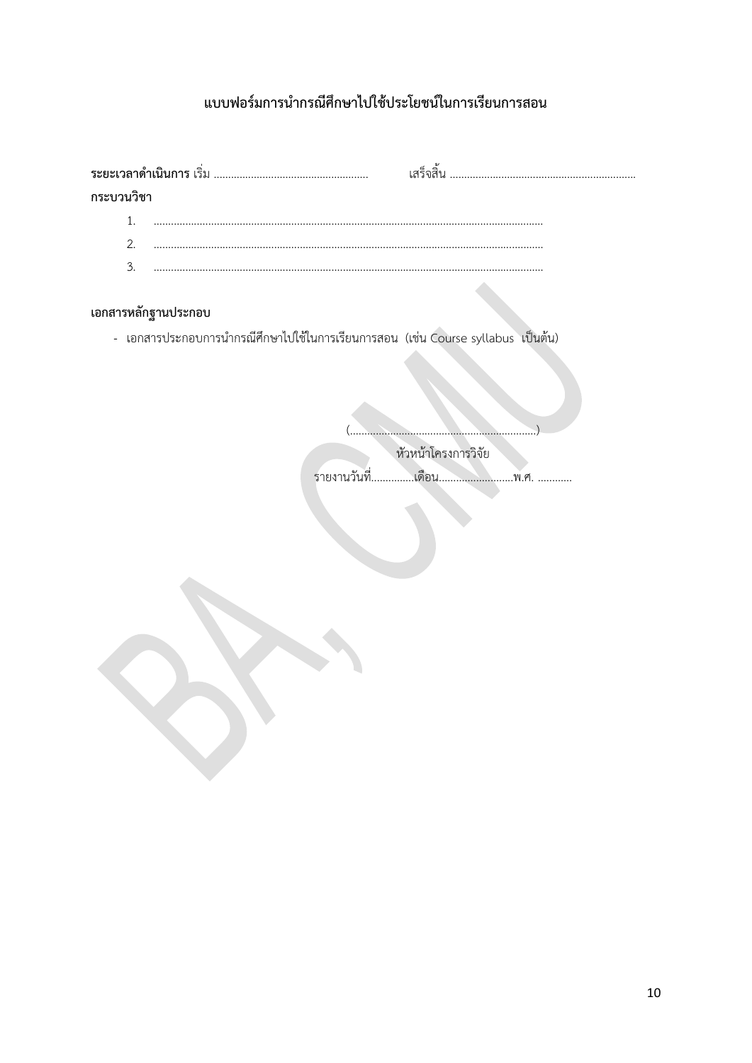## แบบฟอร์มการนำกรณีศึกษาไปใช้ประโยชน์ในการเรียนการสอน

**ระยะเวลาดำเนินการ** เริ่ม ...................................................... เสร็จสิ้น .................................................................

**กระบวนวิชา**

1. ........................................................................................................................................
2. ........................................................................................................................................
3. ........................................................................................................................................

**เอกสารหลักฐานประกอบ**

- เอกสารประกอบการนำกรณีศึกษาไปใช้ในการเรียนการสอน (เช่น Course syllabus เป็นต้น)

(.................................................................)

หัวหน้าโครงการวิจัย

รายงานวันที่...............เดือน..........................พ.ศ. ............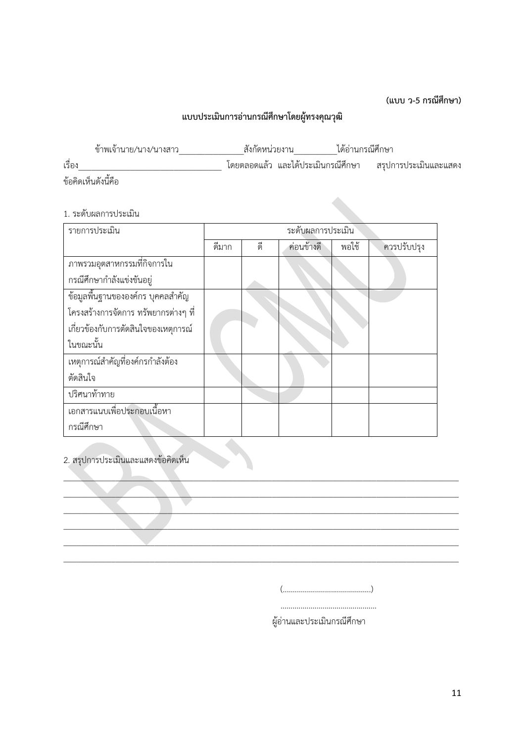**(แบบ ว-5 กรณีศึกษา)**

**แบบประเมินการอ่านกรณีศึกษาโดยผู้ทรงคุณวุฒิ**

ข้าพเจ้านาย/นาง/นางสาว________________สังกัดหน่วยงาน__________ได้อ่านกรณีศึกษา เรื่อง___________________________________ โดยตลอดแล้ว และได้ประเมินกรณีศึกษา สรุปการประเมินและแสดงข้อคิดเห็นดังนี้คือ

1. ระดับผลการประเมิน

| รายการประเมิน | ระดับผลการประเมิน | | | | |
|---|---|---|---|---|---|
| | ดีมาก | ดี | ค่อนข้างดี | พอใช้ | ควรปรับปรุง |
| ภาพรวมอุตสาหกรรมที่กิจการในกรณีศึกษากำลังแข่งขันอยู่ | | | | | |
| ข้อมูลพื้นฐานขององค์กร บุคคลสำคัญ โครงสร้างการจัดการ ทรัพยากรต่างๆ ที่เกี่ยวข้องกับการตัดสินใจของเหตุการณ์ในขณะนั้น | | | | | |
| เหตุการณ์สำคัญที่องค์กรกำลังต้องตัดสินใจ | | | | | |
| ปริศนาท้าทาย | | | | | |
| เอกสารแนบเพื่อประกอบเนื้อหากรณีศึกษา | | | | | |

2. สรุปการประเมินและแสดงข้อคิดเห็น

______________________________________________________________________________

______________________________________________________________________________

______________________________________________________________________________

______________________________________________________________________________

______________________________________________________________________________

______________________________________________________________________________

(............................................)

................................................

ผู้อ่านและประเมินกรณีศึกษา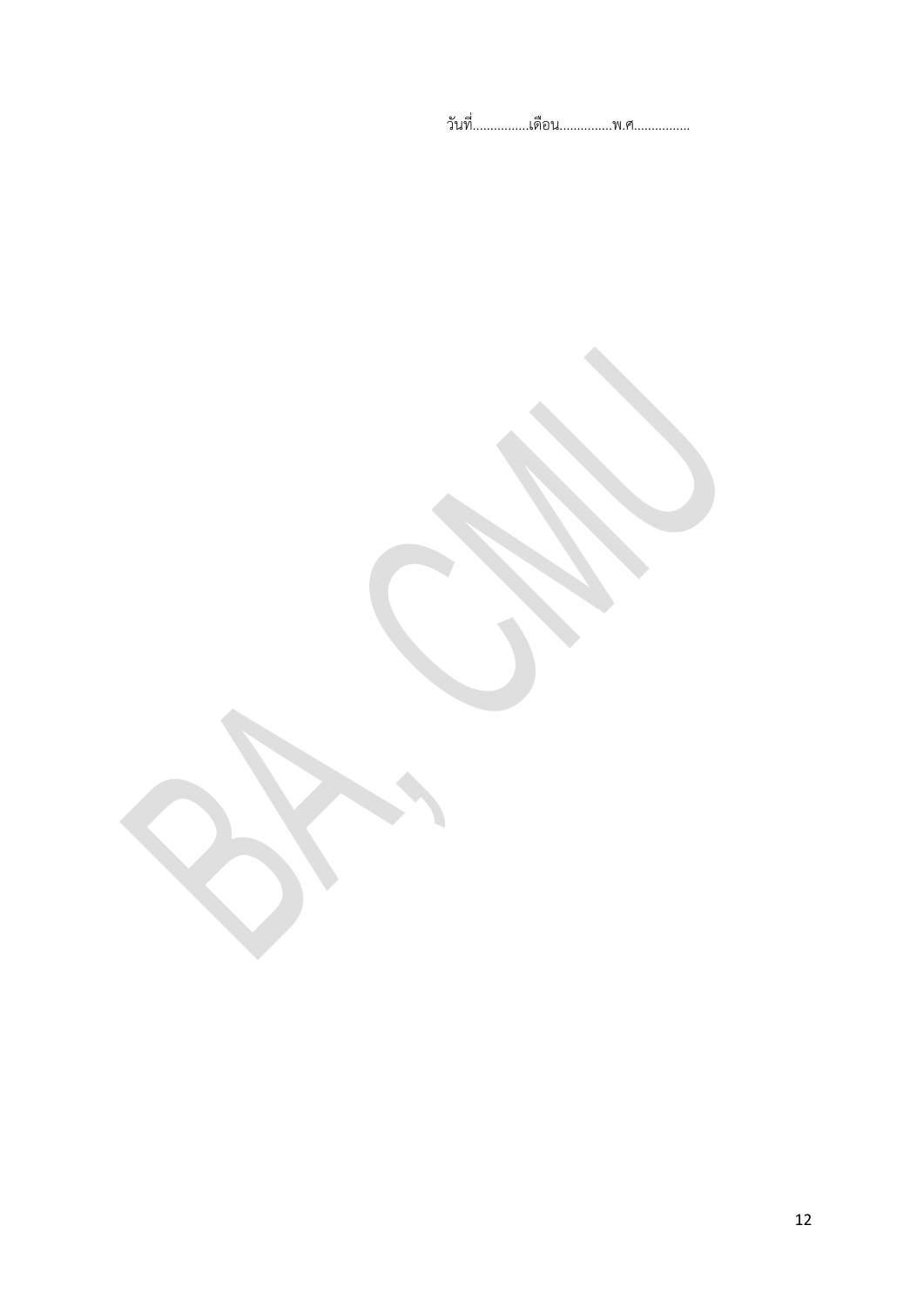วันที่................เดือน...............พ.ศ................